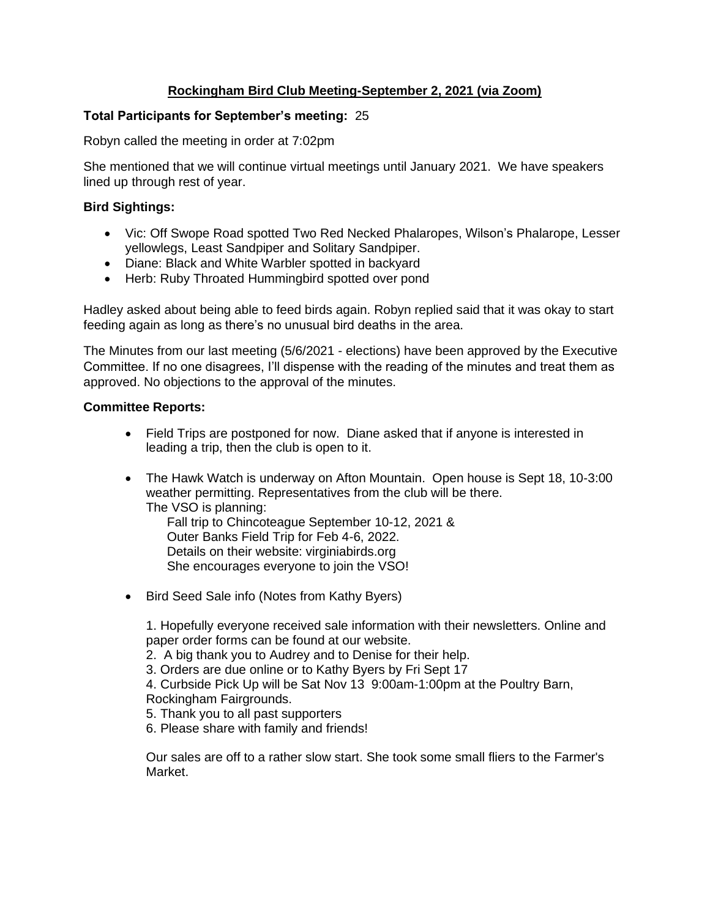## Rockingham Bird Club Meeting-September 2, 2021 (via Zoom)

**Total Participants for September's meeting:** 25

Robyn called the meeting in order at 7:02pm

She mentioned that we will continue virtual meetings until January 2021. We have speakers lined up through rest of year.

**Bird Sightings:**

- Vic: Off Swope Road spotted Two Red Necked Phalaropes, Wilson's Phalarope, Lesser yellowlegs, Least Sandpiper and Solitary Sandpiper.
- Diane: Black and White Warbler spotted in backyard
- Herb: Ruby Throated Hummingbird spotted over pond

Hadley asked about being able to feed birds again. Robyn replied said that it was okay to start feeding again as long as there's no unusual bird deaths in the area.

The Minutes from our last meeting (5/6/2021 - elections) have been approved by the Executive Committee. If no one disagrees, I'll dispense with the reading of the minutes and treat them as approved. No objections to the approval of the minutes.

**Committee Reports:**

- Field Trips are postponed for now. Diane asked that if anyone is interested in leading a trip, then the club is open to it.

- The Hawk Watch is underway on Afton Mountain. Open house is Sept 18, 10-3:00 weather permitting. Representatives from the club will be there.
  The VSO is planning:
  Fall trip to Chincoteague September 10-12, 2021 &
  Outer Banks Field Trip for Feb 4-6, 2022.
  Details on their website: virginiabirds.org
  She encourages everyone to join the VSO!

- Bird Seed Sale info (Notes from Kathy Byers)

  1. Hopefully everyone received sale information with their newsletters. Online and paper order forms can be found at our website.
  2. A big thank you to Audrey and to Denise for their help.
  3. Orders are due online or to Kathy Byers by Fri Sept 17
  4. Curbside Pick Up will be Sat Nov 13 9:00am-1:00pm at the Poultry Barn, Rockingham Fairgrounds.
  5. Thank you to all past supporters
  6. Please share with family and friends!

  Our sales are off to a rather slow start. She took some small fliers to the Farmer's Market.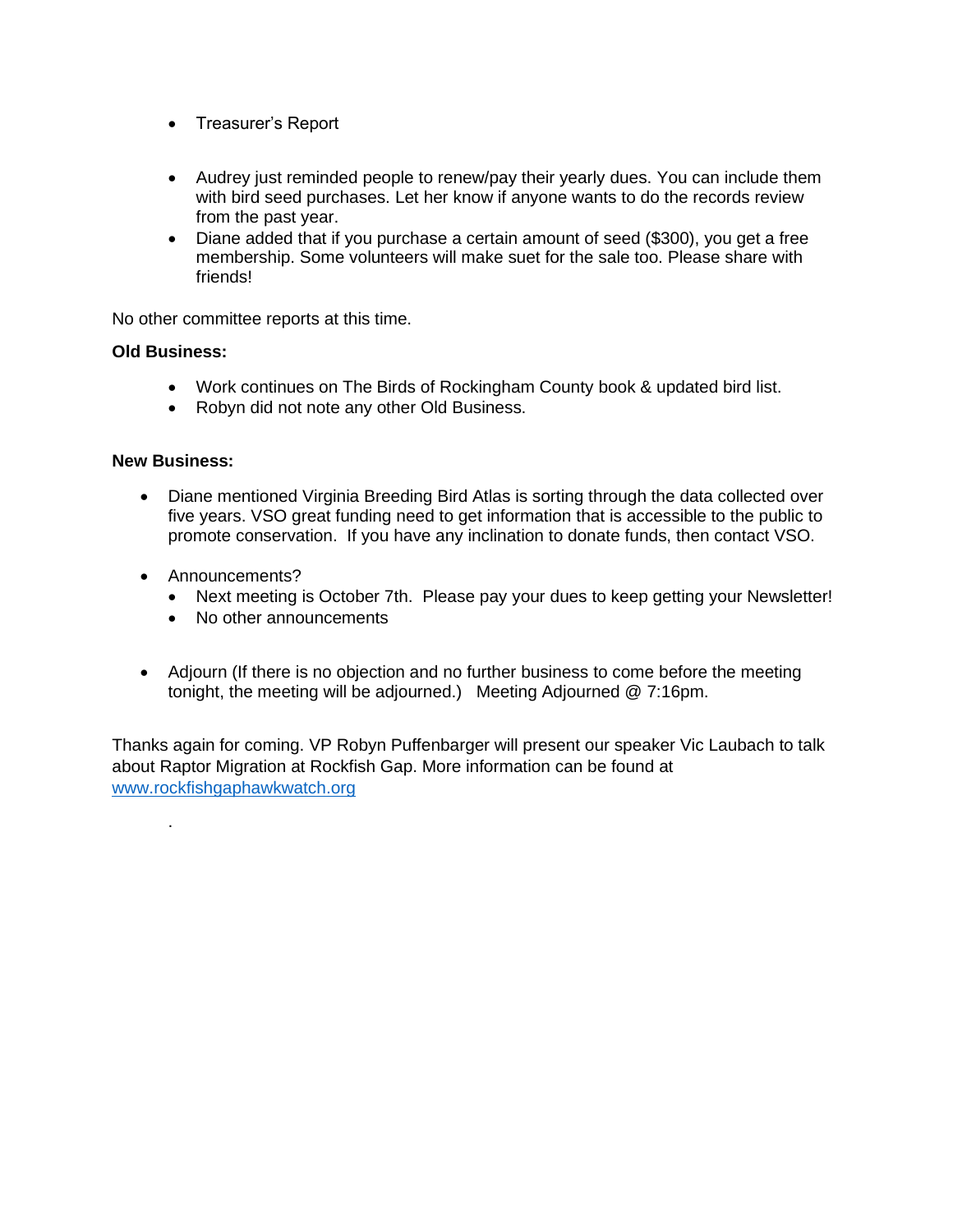- Treasurer's Report

- Audrey just reminded people to renew/pay their yearly dues. You can include them with bird seed purchases. Let her know if anyone wants to do the records review from the past year.
- Diane added that if you purchase a certain amount of seed ($300), you get a free membership. Some volunteers will make suet for the sale too. Please share with friends!

No other committee reports at this time.

**Old Business:**

- Work continues on The Birds of Rockingham County book & updated bird list.
- Robyn did not note any other Old Business.

**New Business:**

- Diane mentioned Virginia Breeding Bird Atlas is sorting through the data collected over five years. VSO great funding need to get information that is accessible to the public to promote conservation. If you have any inclination to donate funds, then contact VSO.

- Announcements?
  - Next meeting is October 7th. Please pay your dues to keep getting your Newsletter!
  - No other announcements

- Adjourn (If there is no objection and no further business to come before the meeting tonight, the meeting will be adjourned.) Meeting Adjourned @ 7:16pm.

Thanks again for coming. VP Robyn Puffenbarger will present our speaker Vic Laubach to talk about Raptor Migration at Rockfish Gap. More information can be found at [www.rockfishgaphawkwatch.org](http://www.rockfishgaphawkwatch.org)

.